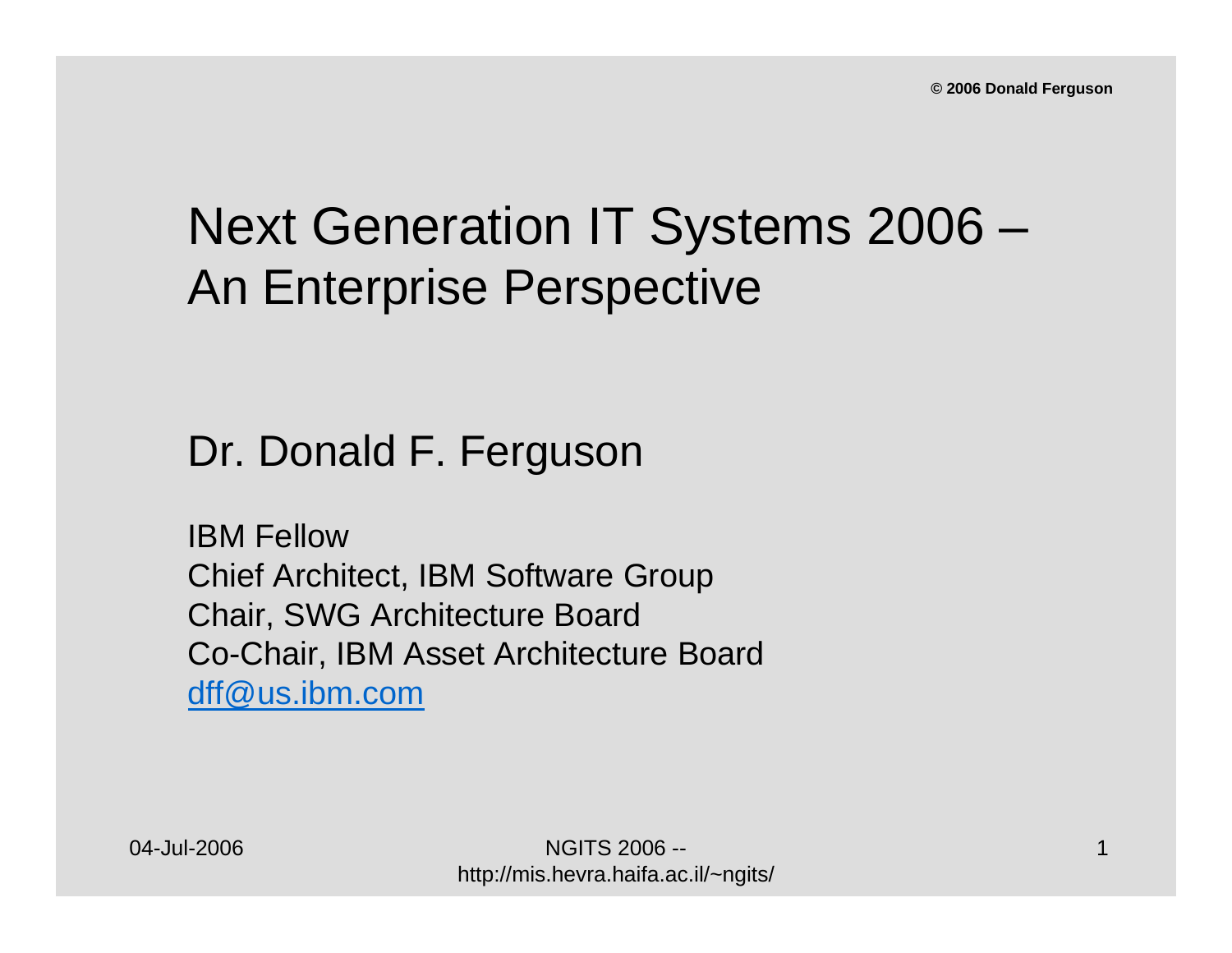# Next Generation IT Systems 2006 – An Enterprise Perspective

© 2006 Donald Ferguson

## Dr. Donald F. Ferguson

IBM Fellow
Chief Architect, IBM Software Group
Chair, SWG Architecture Board
Co-Chair, IBM Asset Architecture Board
dff@us.ibm.com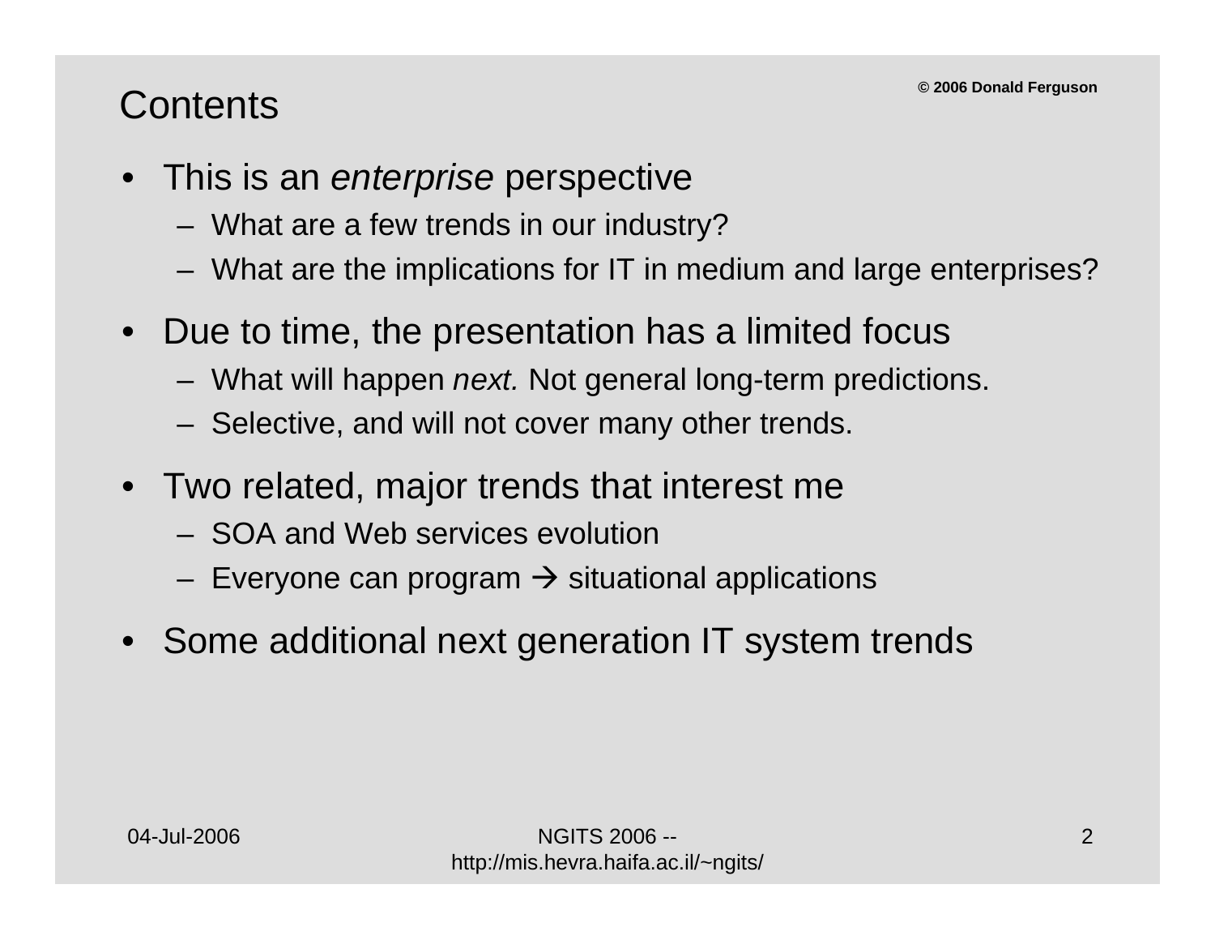# Contents

- This is an *enterprise* perspective
  - What are a few trends in our industry?
  - What are the implications for IT in medium and large enterprises?
- Due to time, the presentation has a limited focus
  - What will happen *next.* Not general long-term predictions.
  - Selective, and will not cover many other trends.
- Two related, major trends that interest me
  - SOA and Web services evolution
  - Everyone can program → situational applications
- Some additional next generation IT system trends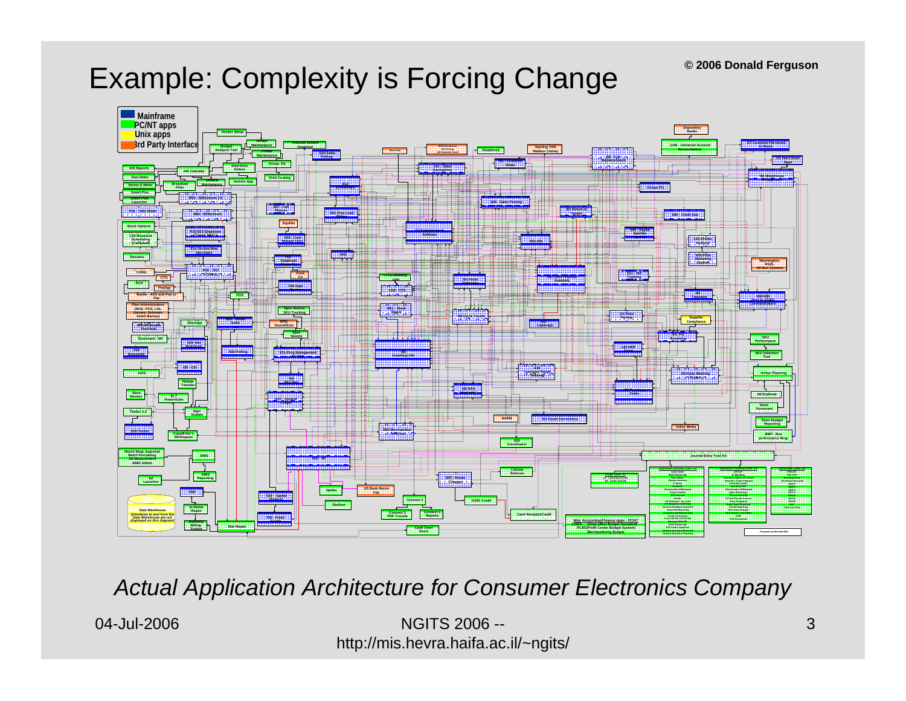# Example: Complexity is Forcing Change

© 2006 Donald Ferguson

- Mainframe
- PC/NT apps
- Unix apps
- 3rd Party Interface

*Actual Application Architecture for Consumer Electronics Company*

04-Jul-2006

NGITS 2006 -- http://mis.hevra.haifa.ac.il/~ngits/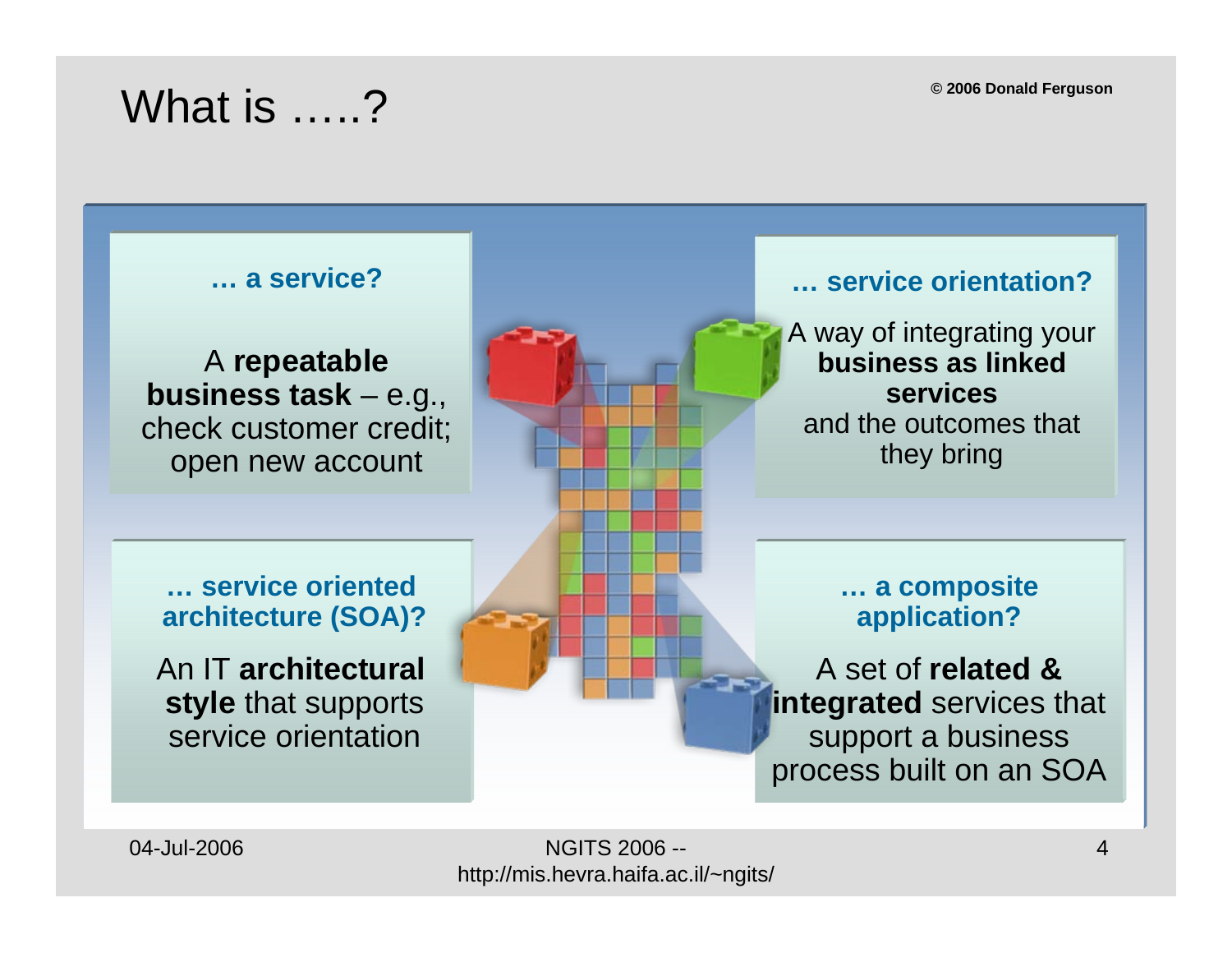# What is …..?

© 2006 Donald Ferguson

### … a service?

A **repeatable business task** – e.g., check customer credit; open new account

### … service orientation?

A way of integrating your **business as linked services** and the outcomes that they bring

### … service oriented architecture (SOA)?

An IT **architectural style** that supports service orientation

### … a composite application?

A set of **related & integrated** services that support a business process built on an SOA

04-Jul-2006

NGITS 2006 -- http://mis.hevra.haifa.ac.il/~ngits/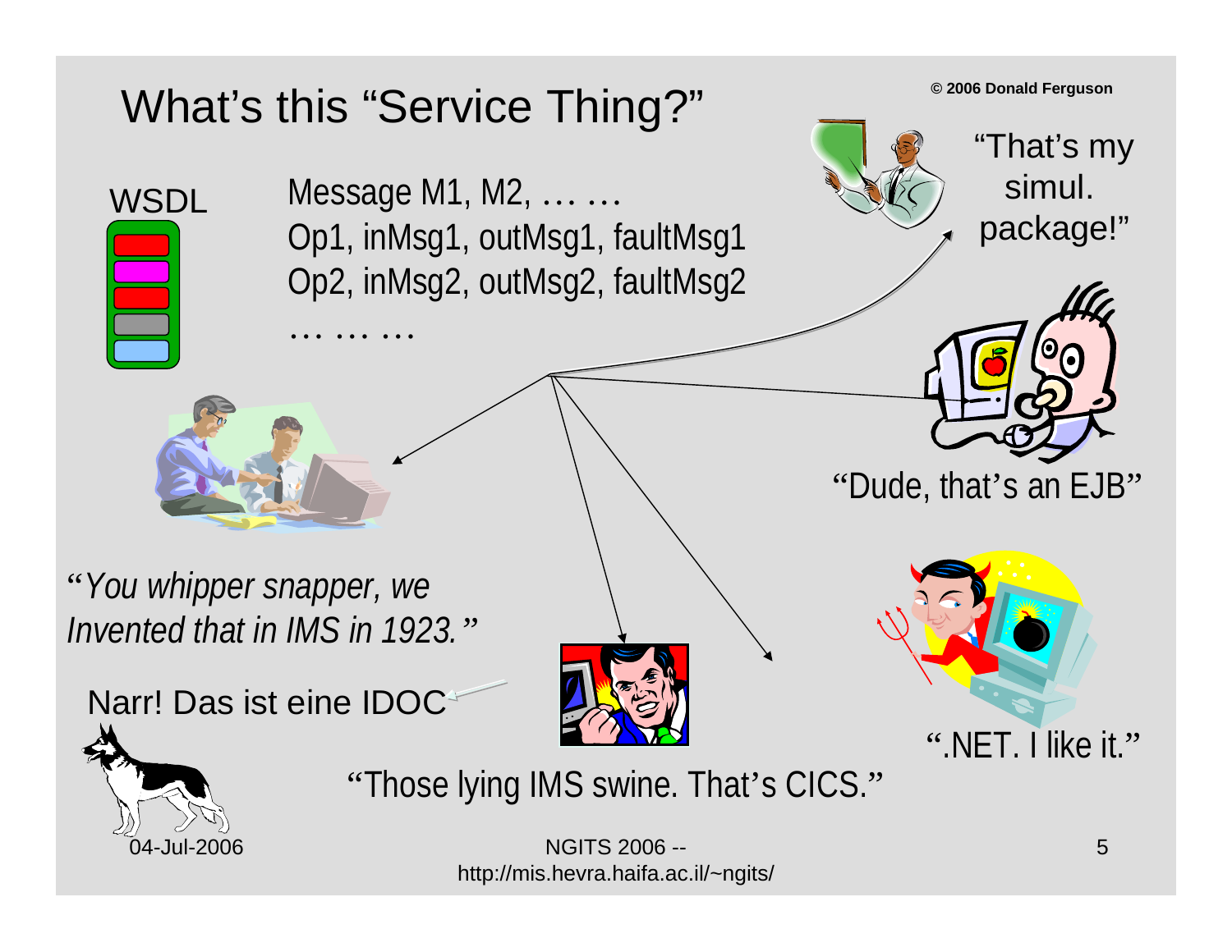# What's this "Service Thing?"

© 2006 Donald Ferguson

WSDL

Message M1, M2, … …
Op1, inMsg1, outMsg1, faultMsg1
Op2, inMsg2, outMsg2, faultMsg2
… … …

"That's my simul. package!"

"Dude, that's an EJB"

*"You whipper snapper, we Invented that in IMS in 1923."*

Narr! Das ist eine IDOC

".NET. I like it."

"Those lying IMS swine. That's CICS."

04-Jul-2006

NGITS 2006 -- http://mis.hevra.haifa.ac.il/~ngits/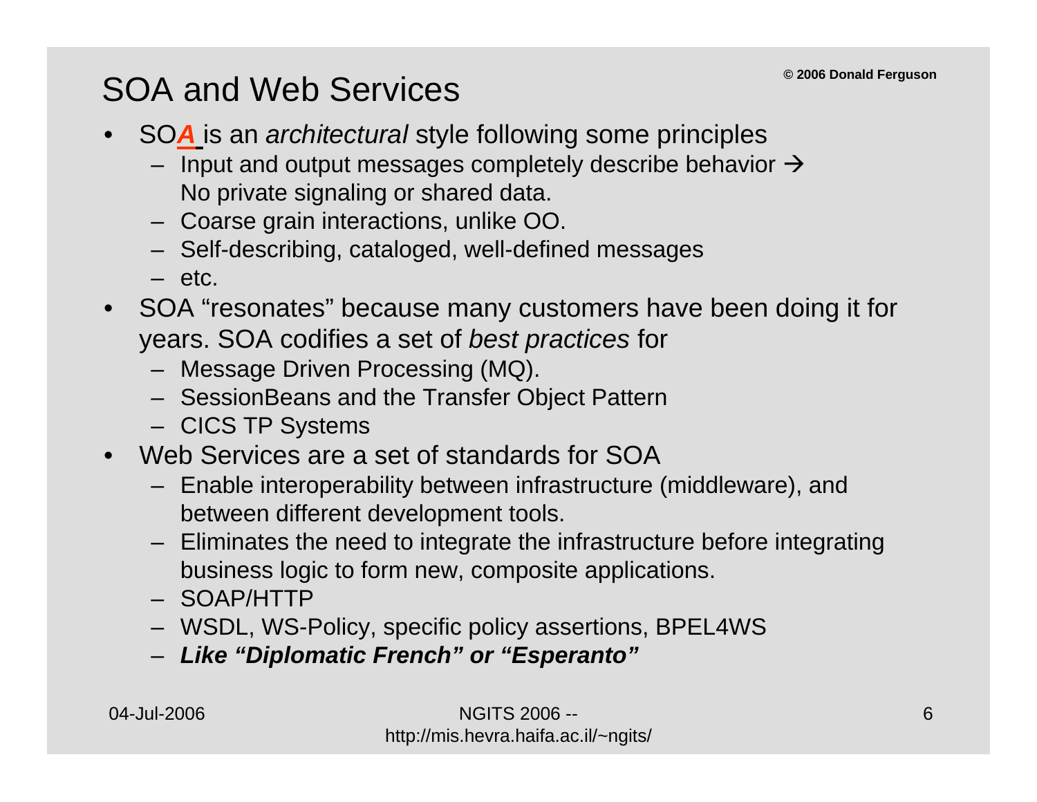# SOA and Web Services

© 2006 Donald Ferguson

- SO***A*** is an *architectural* style following some principles
  - Input and output messages completely describe behavior → No private signaling or shared data.
  - Coarse grain interactions, unlike OO.
  - Self-describing, cataloged, well-defined messages
  - etc.
- SOA "resonates" because many customers have been doing it for years. SOA codifies a set of *best practices* for
  - Message Driven Processing (MQ).
  - SessionBeans and the Transfer Object Pattern
  - CICS TP Systems
- Web Services are a set of standards for SOA
  - Enable interoperability between infrastructure (middleware), and between different development tools.
  - Eliminates the need to integrate the infrastructure before integrating business logic to form new, composite applications.
  - SOAP/HTTP
  - WSDL, WS-Policy, specific policy assertions, BPEL4WS
  - ***Like "Diplomatic French" or "Esperanto"***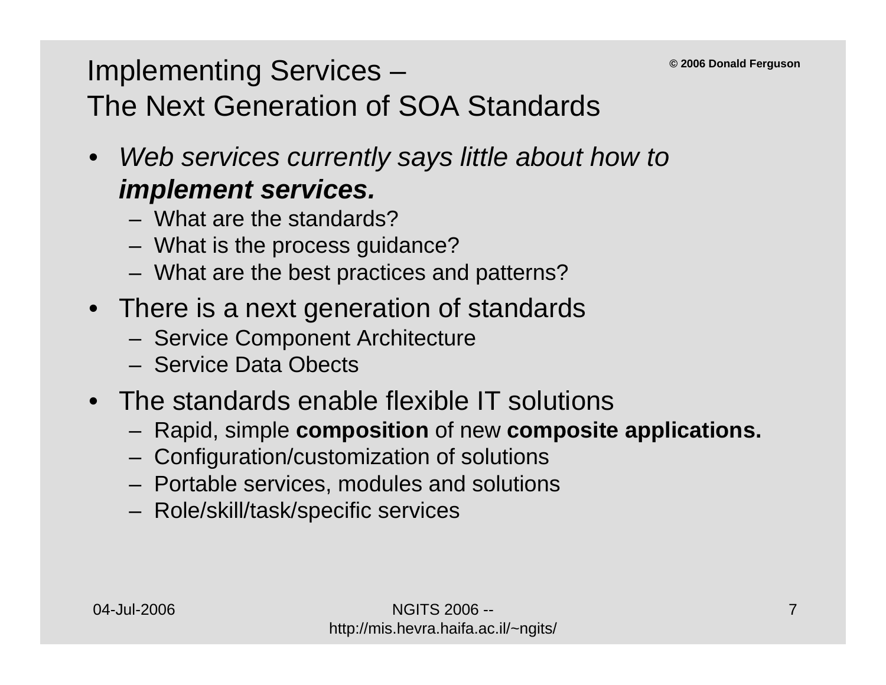# Implementing Services – The Next Generation of SOA Standards

© 2006 Donald Ferguson

- *Web services currently says little about how to **implement services.***
  - What are the standards?
  - What is the process guidance?
  - What are the best practices and patterns?
- There is a next generation of standards
  - Service Component Architecture
  - Service Data Obects
- The standards enable flexible IT solutions
  - Rapid, simple **composition** of new **composite applications.**
  - Configuration/customization of solutions
  - Portable services, modules and solutions
  - Role/skill/task/specific services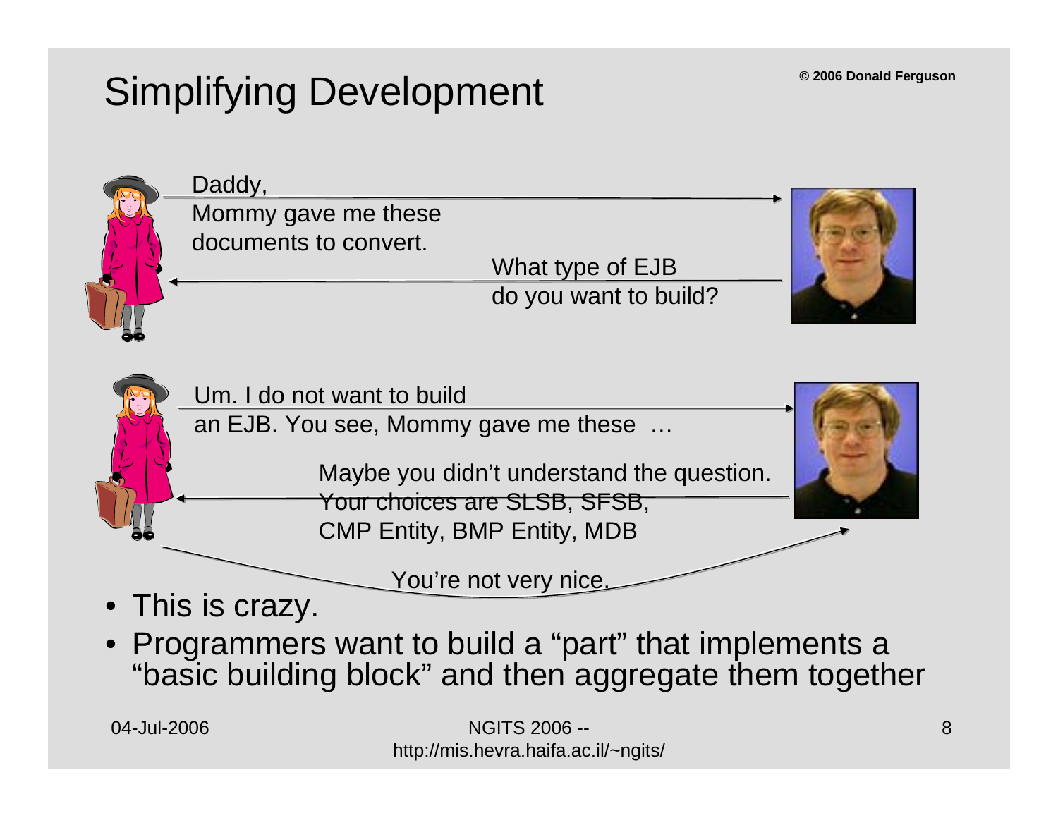# Simplifying Development

Daddy,
Mommy gave me these documents to convert.

What type of EJB do you want to build?

Um. I do not want to build an EJB. You see, Mommy gave me these …

Maybe you didn't understand the question. Your choices are SLSB, SFSB, CMP Entity, BMP Entity, MDB

You're not very nice.

- This is crazy.
- Programmers want to build a "part" that implements a "basic building block" and then aggregate them together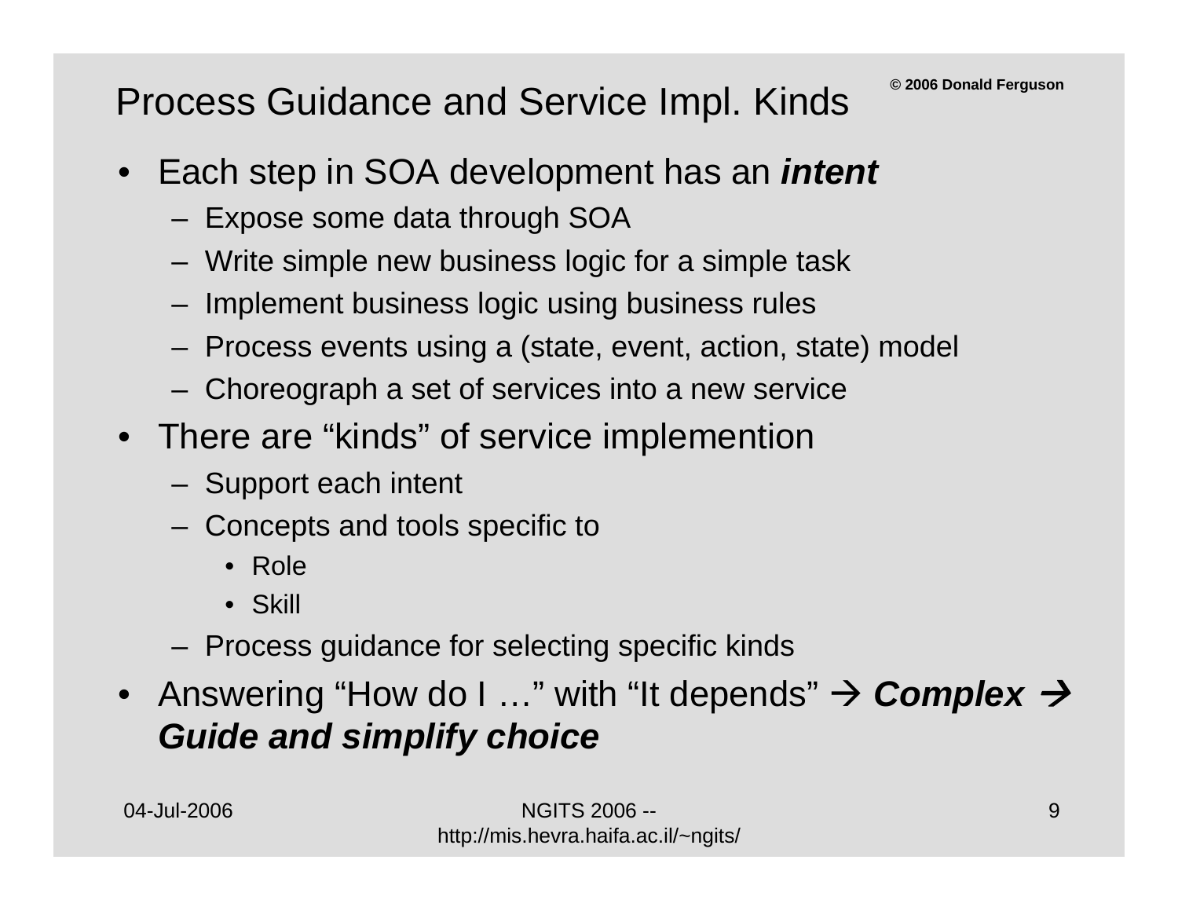# Process Guidance and Service Impl. Kinds

© 2006 Donald Ferguson

- Each step in SOA development has an ***intent***
  - Expose some data through SOA
  - Write simple new business logic for a simple task
  - Implement business logic using business rules
  - Process events using a (state, event, action, state) model
  - Choreograph a set of services into a new service
- There are "kinds" of service implemention
  - Support each intent
  - Concepts and tools specific to
    - Role
    - Skill
  - Process guidance for selecting specific kinds
- Answering "How do I …" with "It depends" → ***Complex*** → ***Guide and simplify choice***

04-Jul-2006 NGITS 2006 -- http://mis.hevra.haifa.ac.il/~ngits/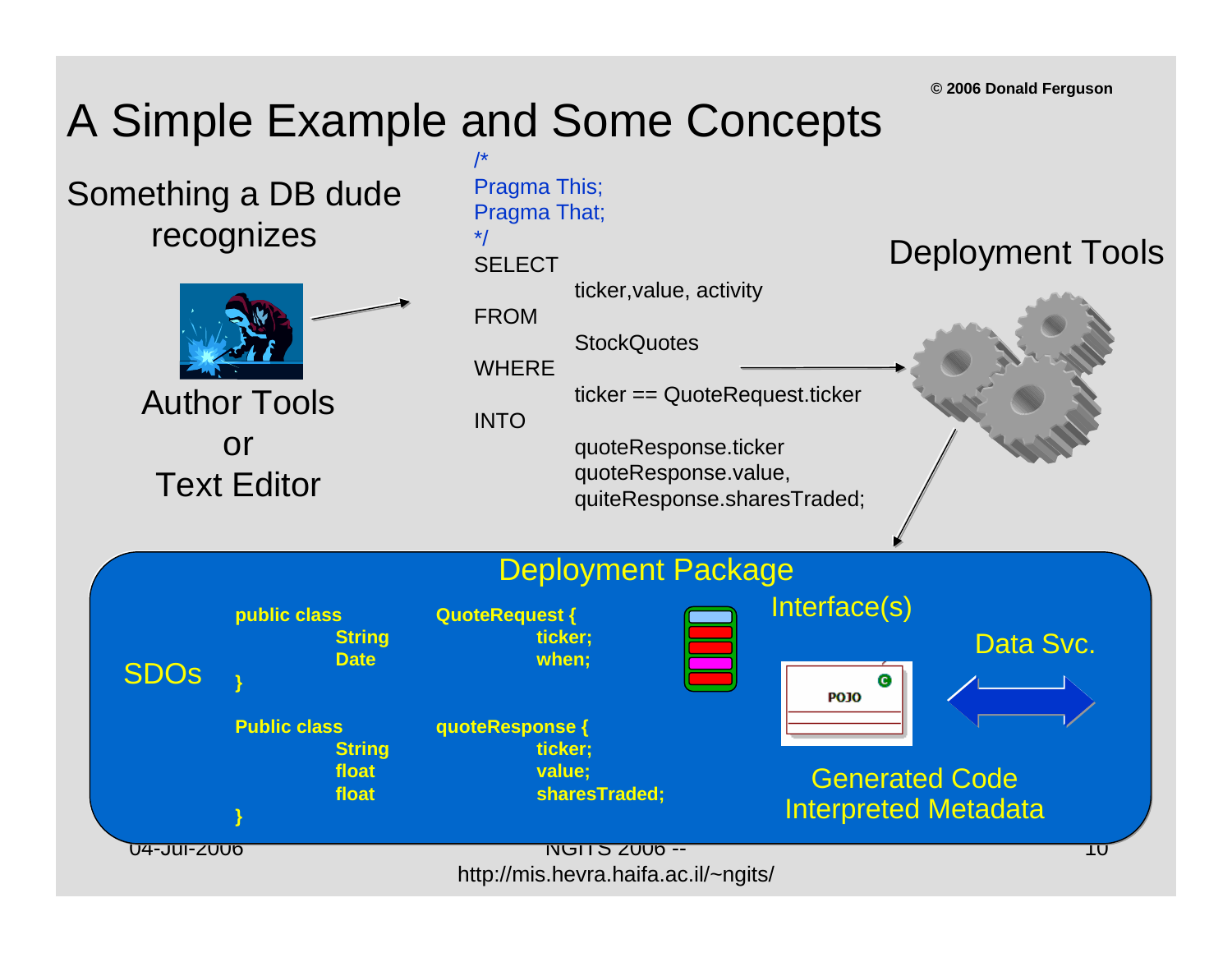© 2006 Donald Ferguson

# A Simple Example and Some Concepts

Something a DB dude recognizes

Author Tools or Text Editor

```
/*
Pragma This;
Pragma That;
*/
SELECT
        ticker,value, activity
FROM
        StockQuotes
WHERE
        ticker == QuoteRequest.ticker
INTO
        quoteResponse.ticker
        quoteResponse.value,
        quiteResponse.sharesTraded;
```

Deployment Tools

## Deployment Package

SDOs

```
public class        QuoteRequest {
        String          ticker;
        Date            when;
}

Public class        quoteResponse {
        String          ticker;
        float           value;
        float           sharesTraded;
}
```

Interface(s)

POJO

Data Svc.

Generated Code
Interpreted Metadata

04-Jul-2006 NGITS 2006 -- http://mis.hevra.haifa.ac.il/~ngits/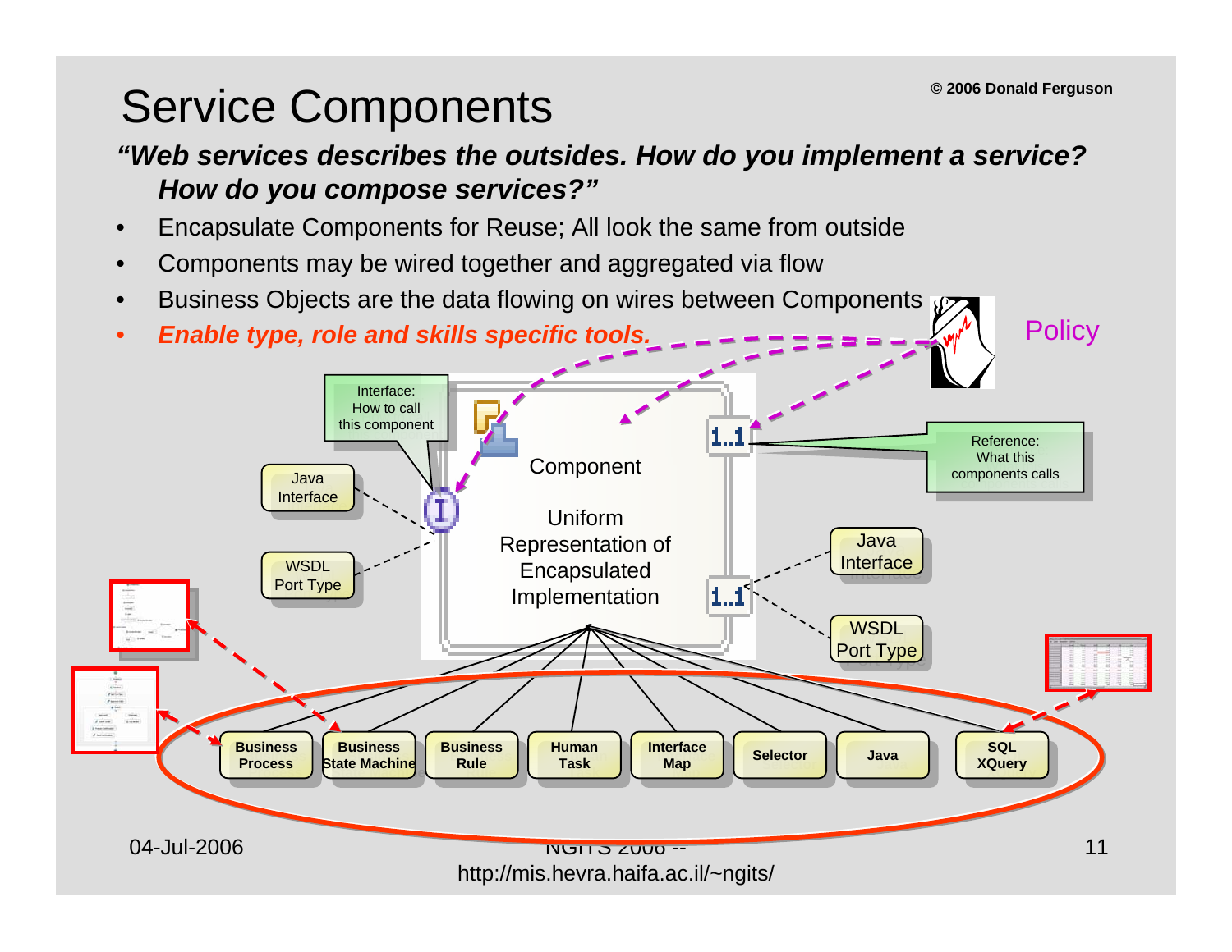# Service Components

***"Web services describes the outsides. How do you implement a service? How do you compose services?"***

- Encapsulate Components for Reuse; All look the same from outside
- Components may be wired together and aggregated via flow
- Business Objects are the data flowing on wires between Components
- ***Enable type, role and skills specific tools.***

Policy

Interface: How to call this component

Java Interface

WSDL Port Type

Component

Uniform Representation of Encapsulated Implementation

Reference: What this components calls

Java Interface

WSDL Port Type

Business Process | Business State Machine | Business Rule | Human Task | Interface Map | Selector | Java | SQL XQuery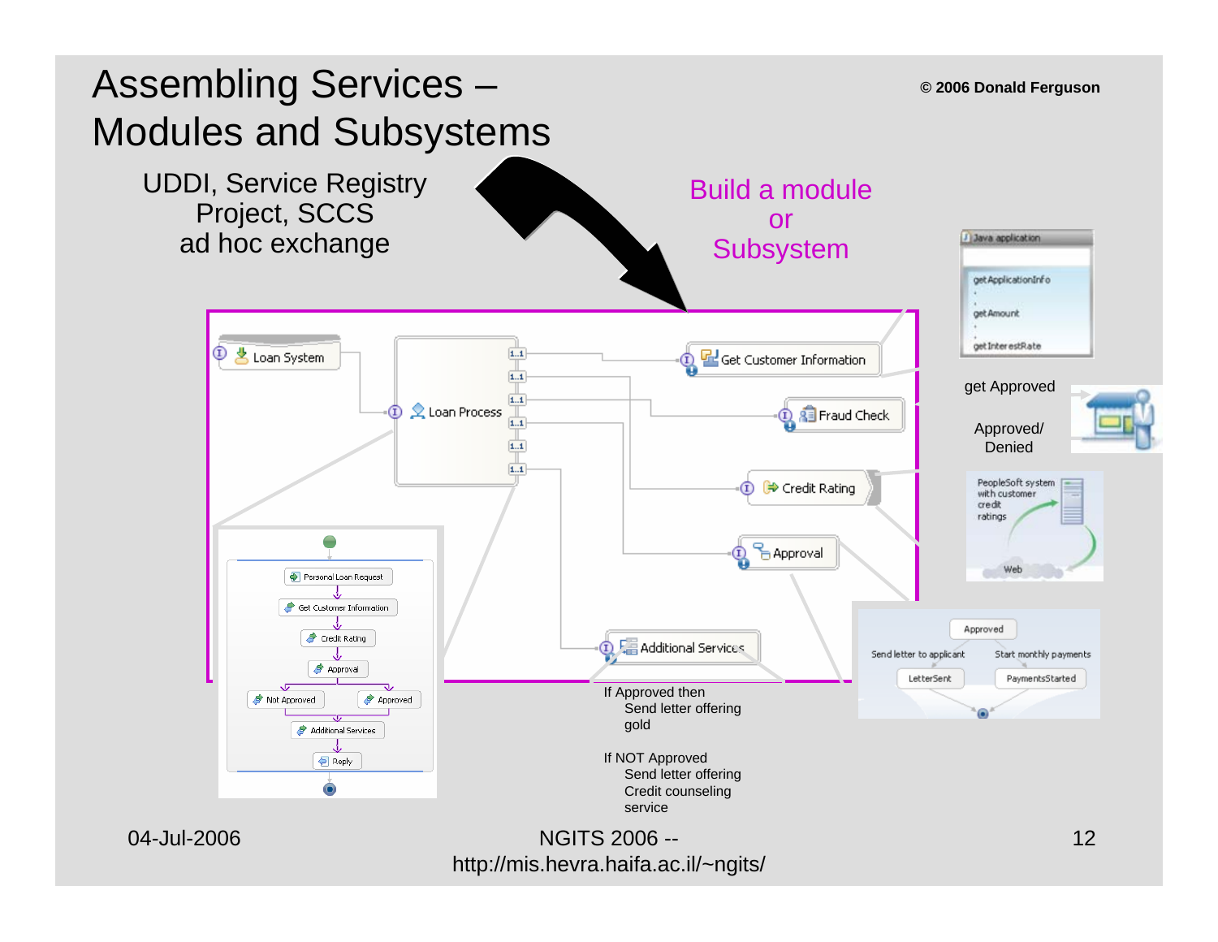# Assembling Services – Modules and Subsystems

UDDI, Service Registry Project, SCCS ad hoc exchange

Build a module or Subsystem

Loan System

Loan Process

Get Customer Information

Fraud Check

Credit Rating

Approval

Additional Services

Java application: getApplicationInfo, getAmount, getInterestRate

get Approved

Approved/ Denied

PeopleSoft system with customer credit ratings

Web

Personal Loan Request → Get Customer Information → Credit Rating → Approval → Not Approved / Approved → Additional Services → Reply

Approved: Send letter to applicant → LetterSent; Start monthly payments → PaymentsStarted

If Approved then
  Send letter offering gold

If NOT Approved
  Send letter offering Credit counseling service

© 2006 Donald Ferguson

04-Jul-2006

NGITS 2006 -- http://mis.hevra.haifa.ac.il/~ngits/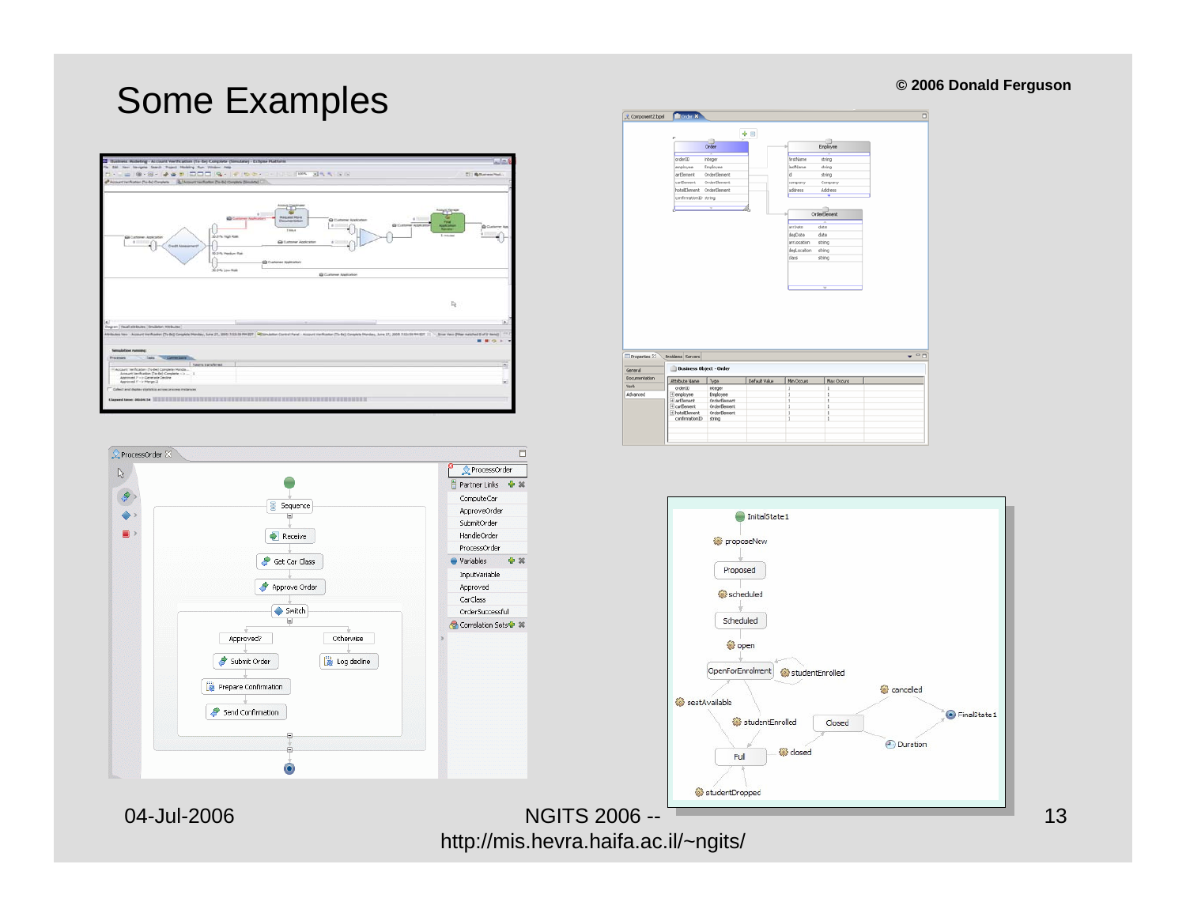# Some Examples

© 2006 Donald Ferguson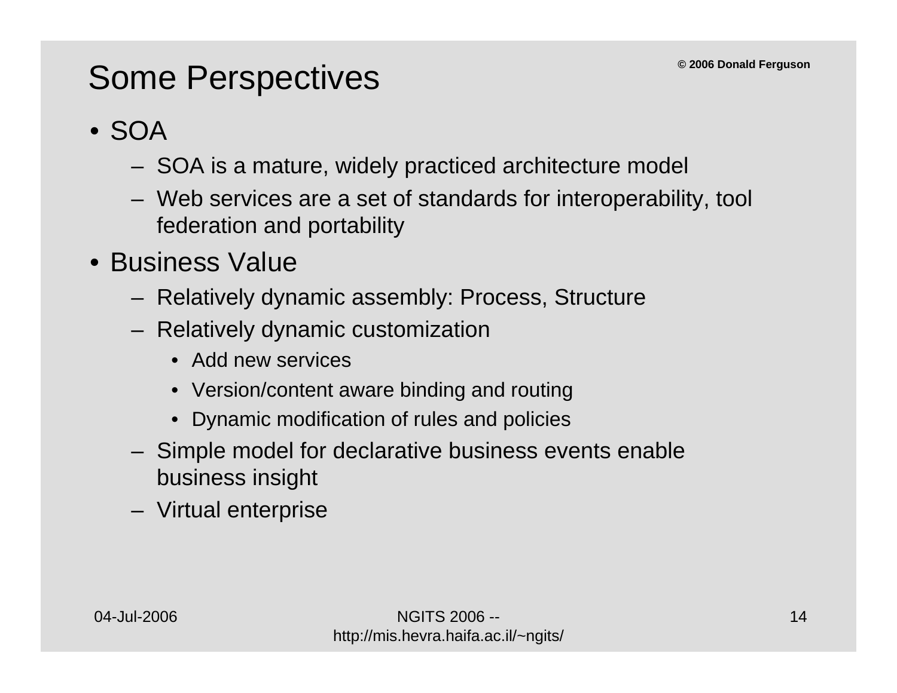# Some Perspectives

- SOA
  - SOA is a mature, widely practiced architecture model
  - Web services are a set of standards for interoperability, tool federation and portability
- Business Value
  - Relatively dynamic assembly: Process, Structure
  - Relatively dynamic customization
    - Add new services
    - Version/content aware binding and routing
    - Dynamic modification of rules and policies
  - Simple model for declarative business events enable business insight
  - Virtual enterprise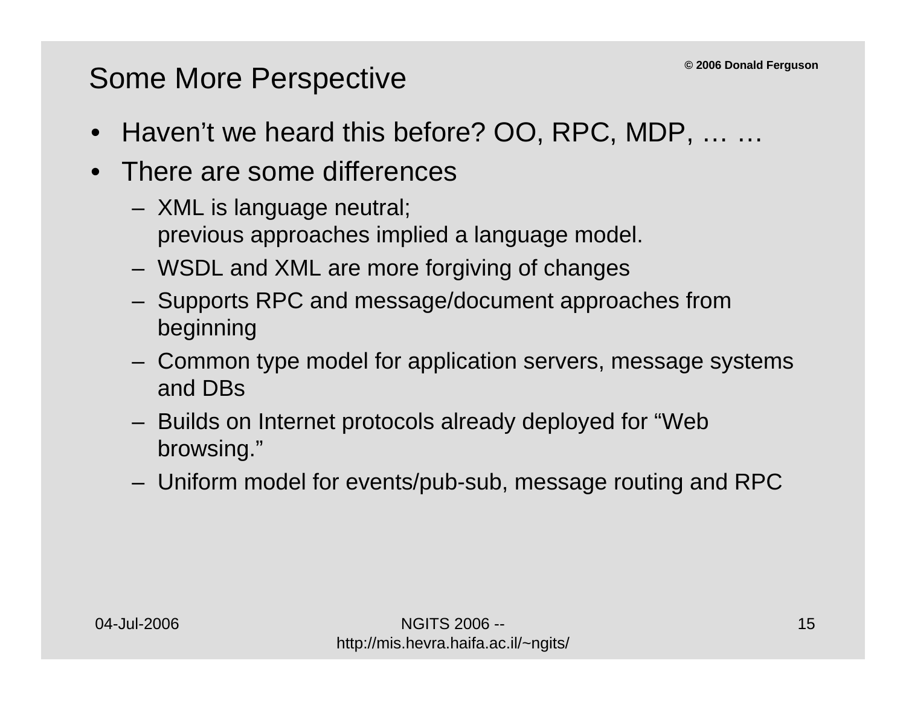## Some More Perspective

- Haven't we heard this before? OO, RPC, MDP, … …
- There are some differences
  - XML is language neutral;
    previous approaches implied a language model.
  - WSDL and XML are more forgiving of changes
  - Supports RPC and message/document approaches from beginning
  - Common type model for application servers, message systems and DBs
  - Builds on Internet protocols already deployed for "Web browsing."
  - Uniform model for events/pub-sub, message routing and RPC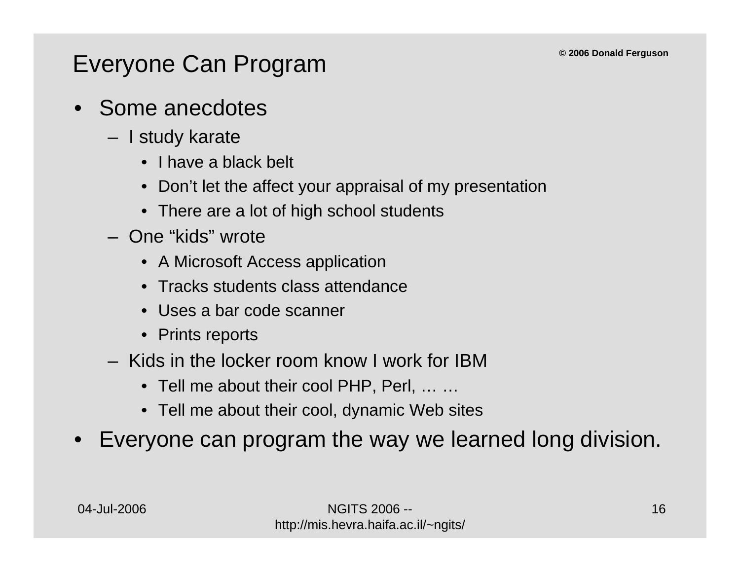# Everyone Can Program

- Some anecdotes
  - I study karate
    - I have a black belt
    - Don't let the affect your appraisal of my presentation
    - There are a lot of high school students
  - One "kids" wrote
    - A Microsoft Access application
    - Tracks students class attendance
    - Uses a bar code scanner
    - Prints reports
  - Kids in the locker room know I work for IBM
    - Tell me about their cool PHP, Perl, … …
    - Tell me about their cool, dynamic Web sites
- Everyone can program the way we learned long division.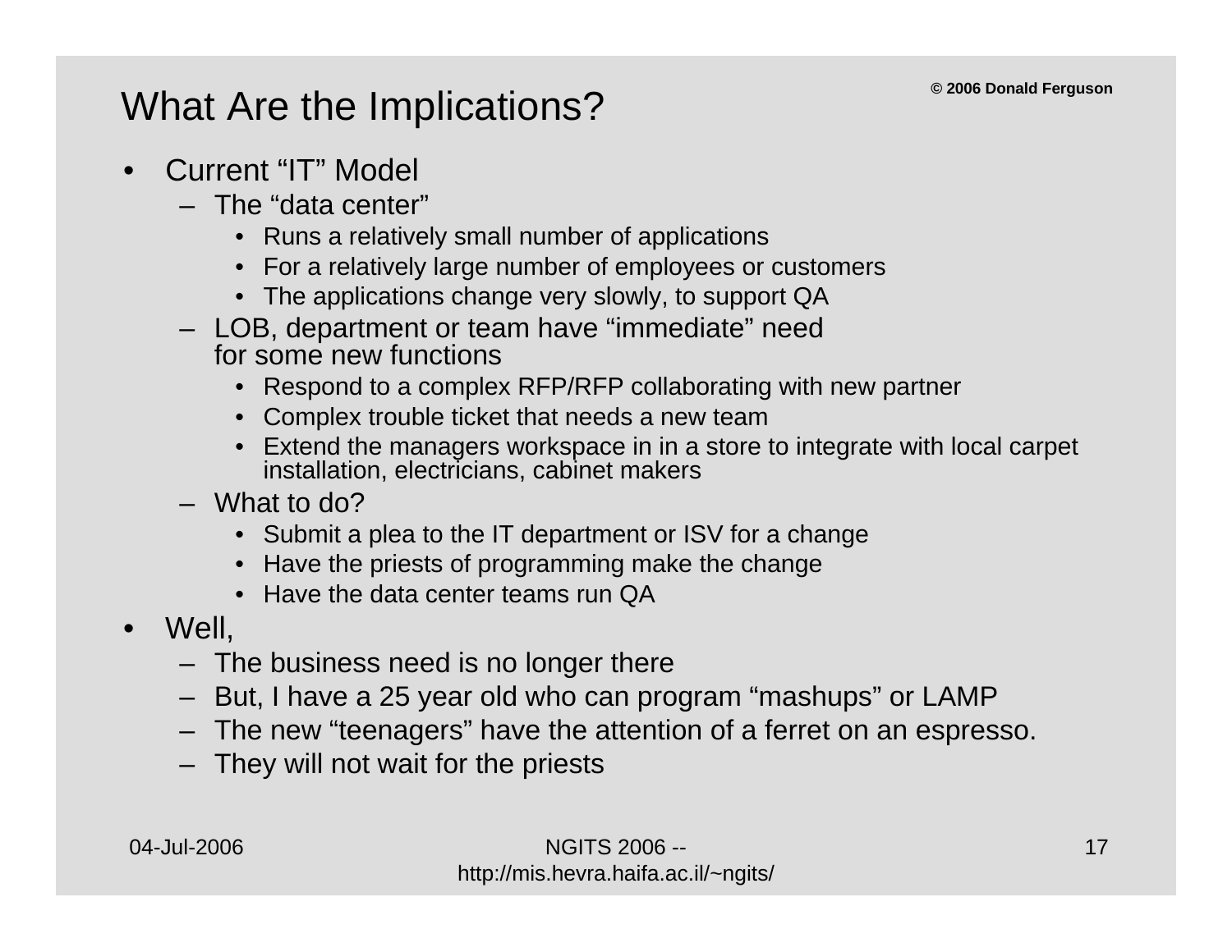# What Are the Implications?

© 2006 Donald Ferguson

- Current “IT” Model
  - The “data center”
    - Runs a relatively small number of applications
    - For a relatively large number of employees or customers
    - The applications change very slowly, to support QA
  - LOB, department or team have “immediate” need for some new functions
    - Respond to a complex RFP/RFP collaborating with new partner
    - Complex trouble ticket that needs a new team
    - Extend the managers workspace in in a store to integrate with local carpet installation, electricians, cabinet makers
  - What to do?
    - Submit a plea to the IT department or ISV for a change
    - Have the priests of programming make the change
    - Have the data center teams run QA
- Well,
  - The business need is no longer there
  - But, I have a 25 year old who can program “mashups” or LAMP
  - The new “teenagers” have the attention of a ferret on an espresso.
  - They will not wait for the priests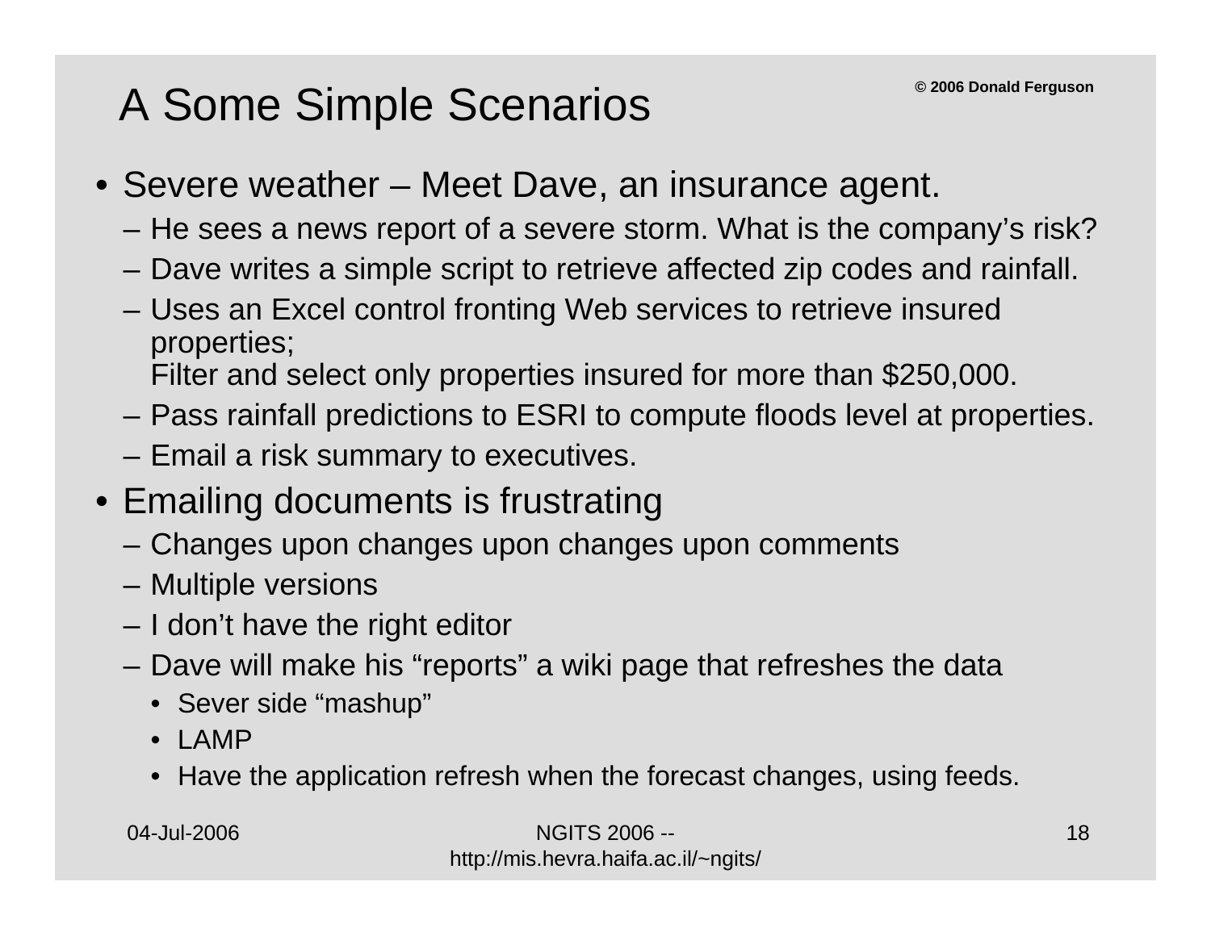# A Some Simple Scenarios

© 2006 Donald Ferguson

- Severe weather – Meet Dave, an insurance agent.
  - He sees a news report of a severe storm. What is the company's risk?
  - Dave writes a simple script to retrieve affected zip codes and rainfall.
  - Uses an Excel control fronting Web services to retrieve insured properties;
    Filter and select only properties insured for more than $250,000.
  - Pass rainfall predictions to ESRI to compute floods level at properties.
  - Email a risk summary to executives.
- Emailing documents is frustrating
  - Changes upon changes upon changes upon comments
  - Multiple versions
  - I don't have the right editor
  - Dave will make his "reports" a wiki page that refreshes the data
    - Sever side "mashup"
    - LAMP
    - Have the application refresh when the forecast changes, using feeds.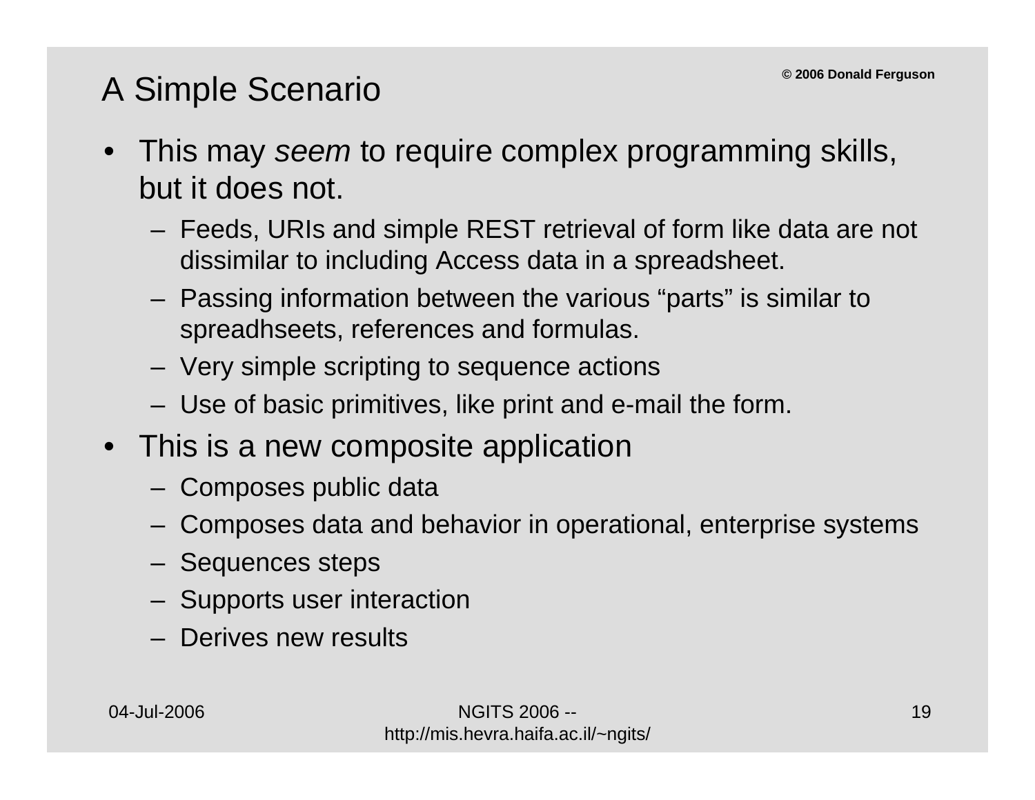# A Simple Scenario

© 2006 Donald Ferguson

- This may *seem* to require complex programming skills, but it does not.
  - Feeds, URIs and simple REST retrieval of form like data are not dissimilar to including Access data in a spreadsheet.
  - Passing information between the various “parts” is similar to spreadhseets, references and formulas.
  - Very simple scripting to sequence actions
  - Use of basic primitives, like print and e-mail the form.
- This is a new composite application
  - Composes public data
  - Composes data and behavior in operational, enterprise systems
  - Sequences steps
  - Supports user interaction
  - Derives new results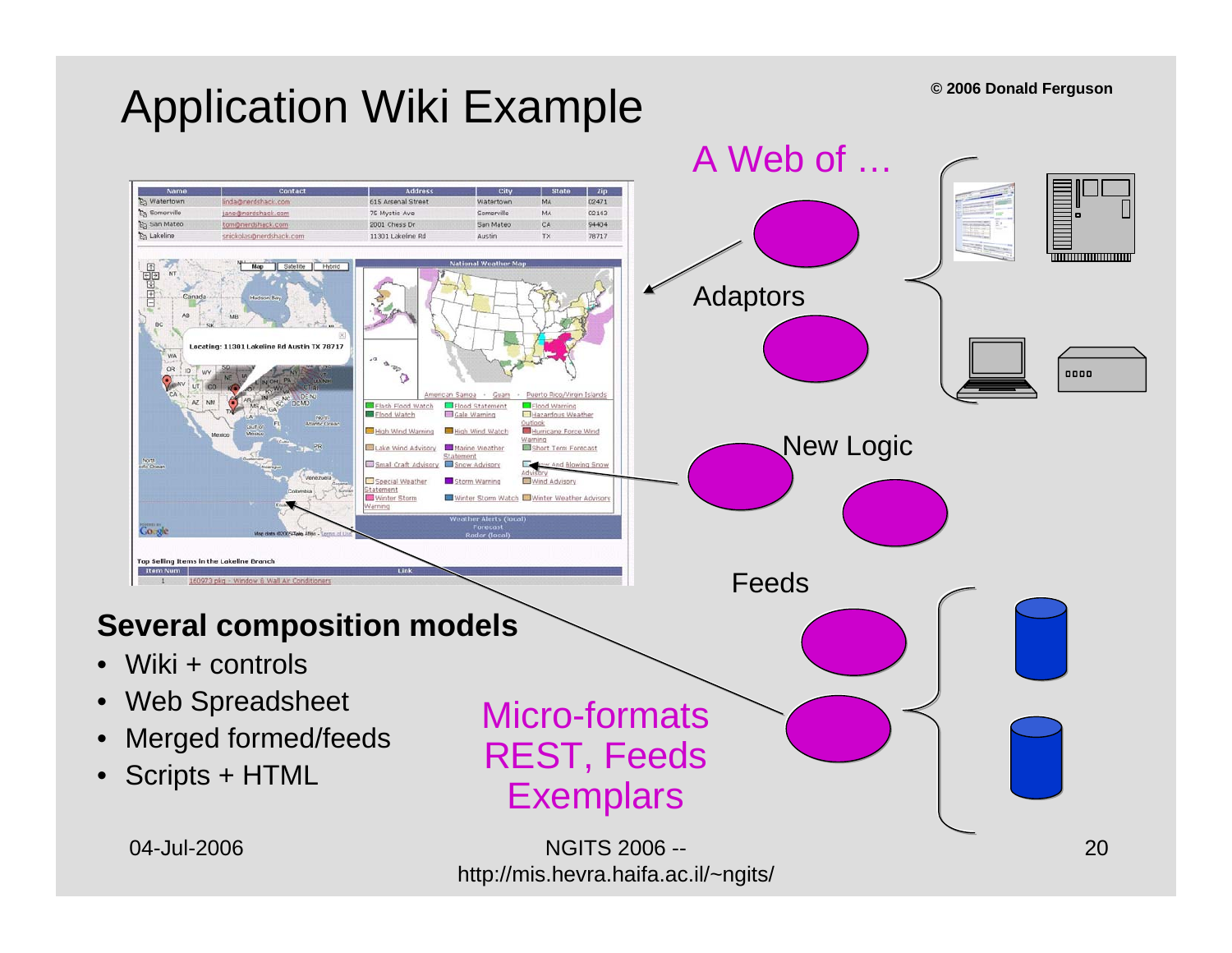# Application Wiki Example

© 2006 Donald Ferguson

A Web of …

Adaptors

New Logic

Feeds

**Several composition models**

- Wiki + controls
- Web Spreadsheet
- Merged formed/feeds
- Scripts + HTML

Micro-formats
REST, Feeds
Exemplars

04-Jul-2006

NGITS 2006 -- http://mis.hevra.haifa.ac.il/~ngits/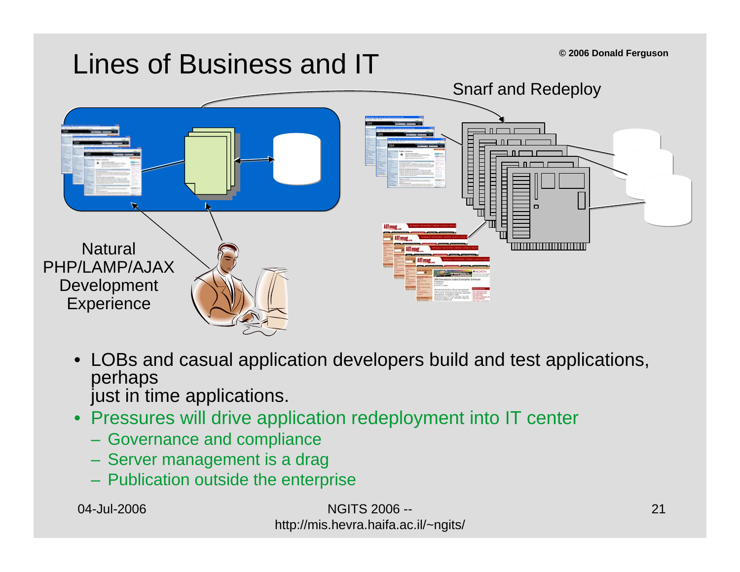# Lines of Business and IT

© 2006 Donald Ferguson

Snarf and Redeploy

Natural PHP/LAMP/AJAX Development Experience

- LOBs and casual application developers build and test applications, perhaps just in time applications.
- Pressures will drive application redeployment into IT center
  - Governance and compliance
  - Server management is a drag
  - Publication outside the enterprise

04-Jul-2006

NGITS 2006 -- http://mis.hevra.haifa.ac.il/~ngits/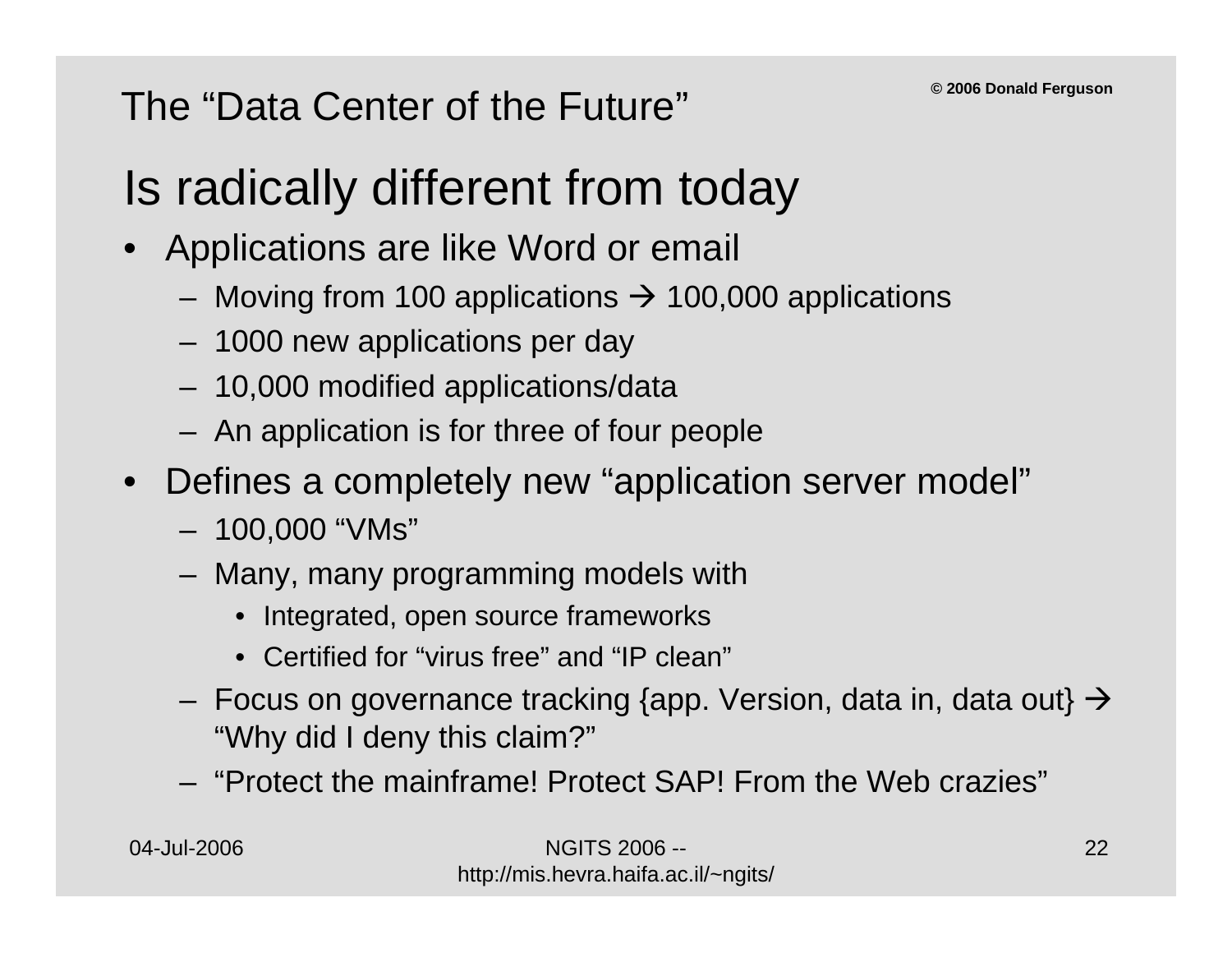The "Data Center of the Future"

# Is radically different from today

- Applications are like Word or email
  - Moving from 100 applications → 100,000 applications
  - 1000 new applications per day
  - 10,000 modified applications/data
  - An application is for three of four people
- Defines a completely new "application server model"
  - 100,000 "VMs"
  - Many, many programming models with
    - Integrated, open source frameworks
    - Certified for "virus free" and "IP clean"
  - Focus on governance tracking {app. Version, data in, data out} → "Why did I deny this claim?"
  - "Protect the mainframe! Protect SAP! From the Web crazies"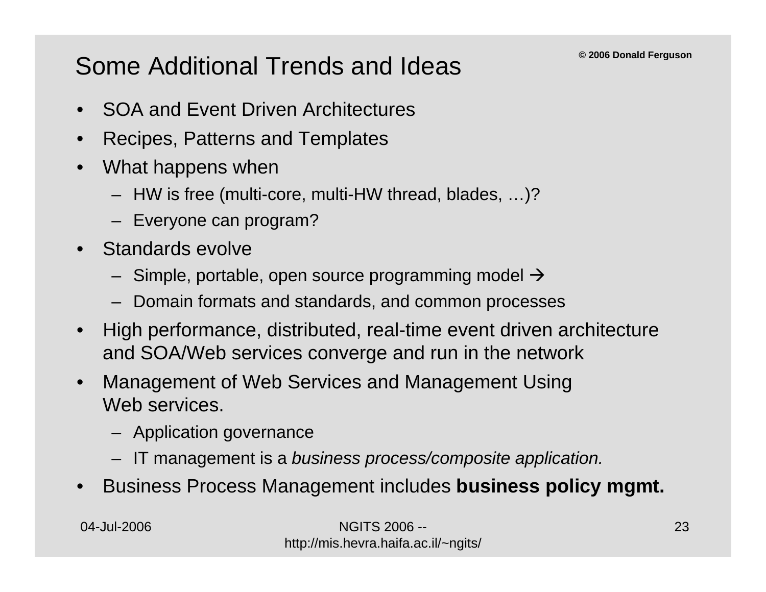# Some Additional Trends and Ideas

- SOA and Event Driven Architectures
- Recipes, Patterns and Templates
- What happens when
  - HW is free (multi-core, multi-HW thread, blades, …)?
  - Everyone can program?
- Standards evolve
  - Simple, portable, open source programming model →
  - Domain formats and standards, and common processes
- High performance, distributed, real-time event driven architecture and SOA/Web services converge and run in the network
- Management of Web Services and Management Using Web services.
  - Application governance
  - IT management is a *business process/composite application.*
- Business Process Management includes **business policy mgmt.**